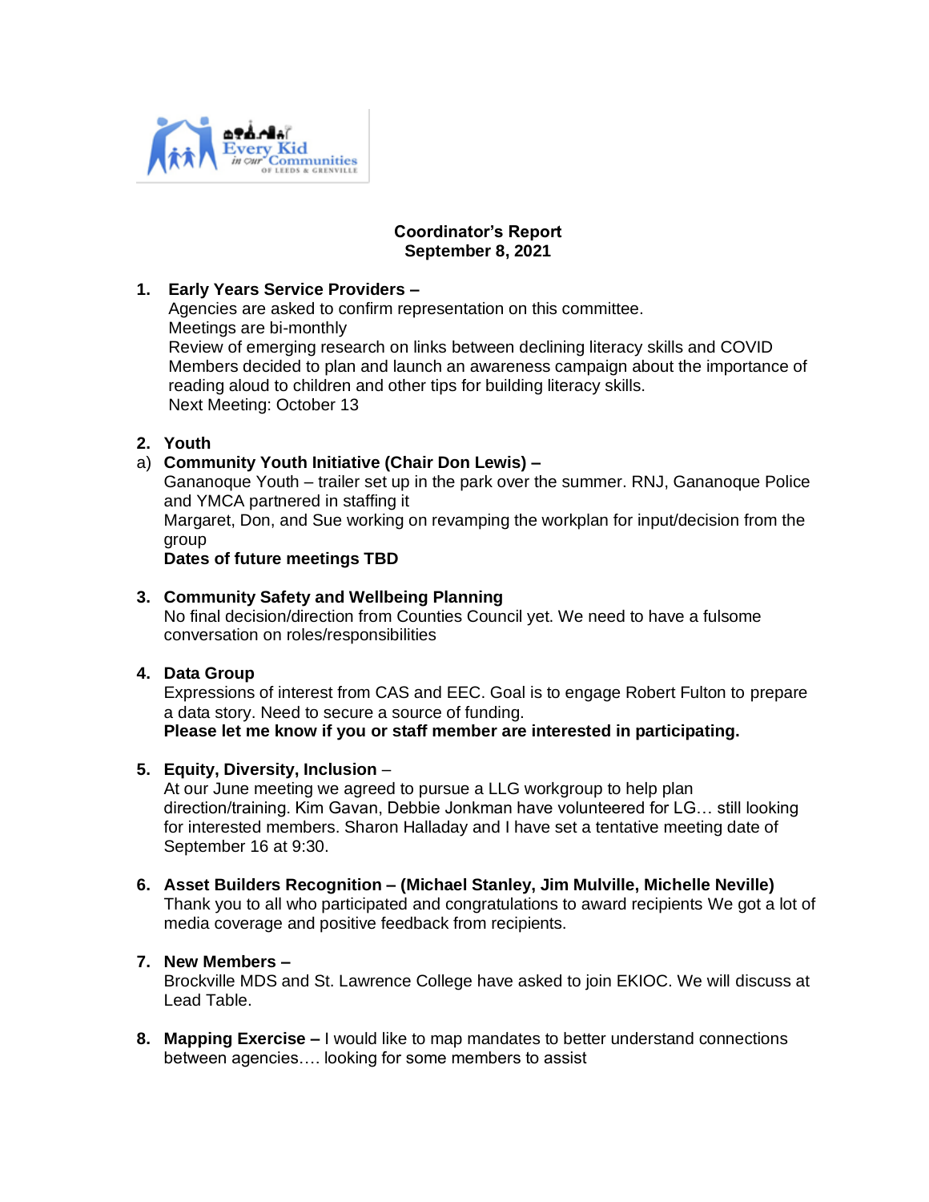# Coordinator's Report
**September 8, 2021**

1. **Early Years Service Providers –**
   Agencies are asked to confirm representation on this committee.
   Meetings are bi-monthly
   Review of emerging research on links between declining literacy skills and COVID
   Members decided to plan and launch an awareness campaign about the importance of reading aloud to children and other tips for building literacy skills.
   Next Meeting: October 13

2. **Youth**

   a) **Community Youth Initiative (Chair Don Lewis) –**
   Gananoque Youth – trailer set up in the park over the summer. RNJ, Gananoque Police and YMCA partnered in staffing it
   Margaret, Don, and Sue working on revamping the workplan for input/decision from the group
   **Dates of future meetings TBD**

3. **Community Safety and Wellbeing Planning**
   No final decision/direction from Counties Council yet. We need to have a fulsome conversation on roles/responsibilities

4. **Data Group**
   Expressions of interest from CAS and EEC. Goal is to engage Robert Fulton to prepare a data story. Need to secure a source of funding.
   **Please let me know if you or staff member are interested in participating.**

5. **Equity, Diversity, Inclusion** –
   At our June meeting we agreed to pursue a LLG workgroup to help plan direction/training. Kim Gavan, Debbie Jonkman have volunteered for LG… still looking for interested members. Sharon Halladay and I have set a tentative meeting date of September 16 at 9:30.

6. **Asset Builders Recognition – (Michael Stanley, Jim Mulville, Michelle Neville)**
   Thank you to all who participated and congratulations to award recipients We got a lot of media coverage and positive feedback from recipients.

7. **New Members –**
   Brockville MDS and St. Lawrence College have asked to join EKIOC. We will discuss at Lead Table.

8. **Mapping Exercise –** I would like to map mandates to better understand connections between agencies…. looking for some members to assist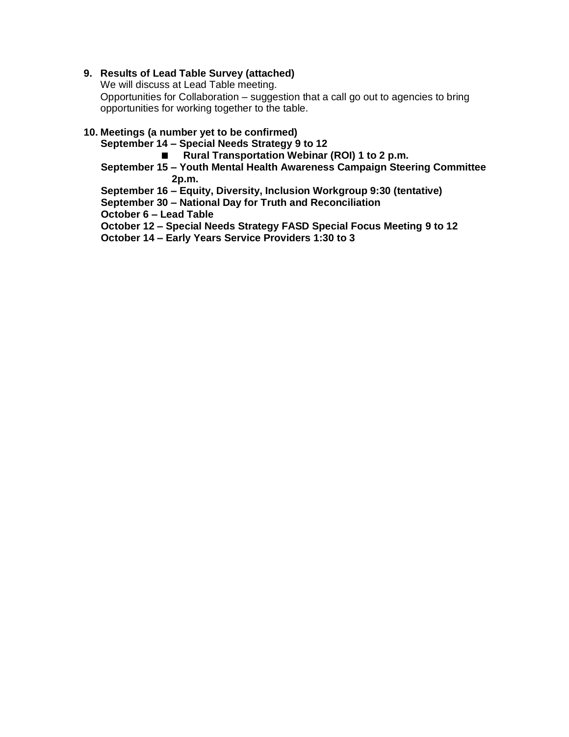9. **Results of Lead Table Survey (attached)**
   We will discuss at Lead Table meeting.
   Opportunities for Collaboration – suggestion that a call go out to agencies to bring opportunities for working together to the table.

10. **Meetings (a number yet to be confirmed)**
    **September 14 – Special Needs Strategy 9 to 12**
    - **Rural Transportation Webinar (ROI) 1 to 2 p.m.**

    **September 15 – Youth Mental Health Awareness Campaign Steering Committee 2p.m.**
    **September 16 – Equity, Diversity, Inclusion Workgroup 9:30 (tentative)**
    **September 30 – National Day for Truth and Reconciliation**
    **October 6 – Lead Table**
    **October 12 – Special Needs Strategy FASD Special Focus Meeting 9 to 12**
    **October 14 – Early Years Service Providers 1:30 to 3**